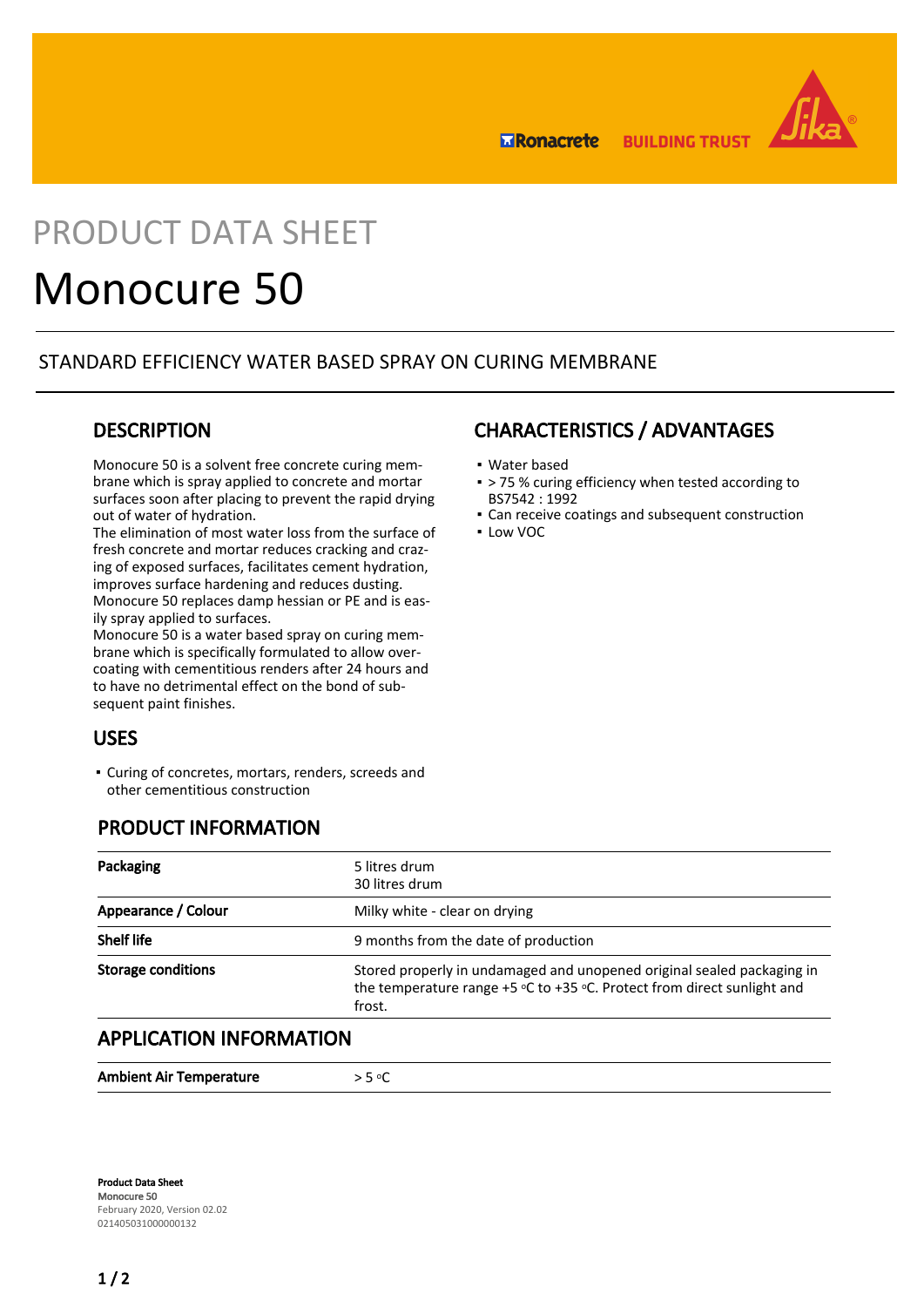PRODUCT DATA SHEET

# Monocure 50

STANDARD EFFICIENCY WATER BASED SPRAY ON CURING MEMBRANE

## DESCRIPTION

Monocure 50 is a solvent free concrete curing membrane which is spray applied to concrete and mortar surfaces soon after placing to prevent the rapid drying out of water of hydration.
The elimination of most water loss from the surface of fresh concrete and mortar reduces cracking and crazing of exposed surfaces, facilitates cement hydration, improves surface hardening and reduces dusting.
Monocure 50 replaces damp hessian or PE and is easily spray applied to surfaces.
Monocure 50 is a water based spray on curing membrane which is specifically formulated to allow overcoating with cementitious renders after 24 hours and to have no detrimental effect on the bond of subsequent paint finishes.

## CHARACTERISTICS / ADVANTAGES

- Water based
- > 75 % curing efficiency when tested according to BS7542 : 1992
- Can receive coatings and subsequent construction
- Low VOC

## USES

- Curing of concretes, mortars, renders, screeds and other cementitious construction

## PRODUCT INFORMATION

| | |
|---|---|
| **Packaging** | 5 litres drum<br>30 litres drum |
| **Appearance / Colour** | Milky white - clear on drying |
| **Shelf life** | 9 months from the date of production |
| **Storage conditions** | Stored properly in undamaged and unopened original sealed packaging in the temperature range +5 °C to +35 °C. Protect from direct sunlight and frost. |

## APPLICATION INFORMATION

| | |
|---|---|
| **Ambient Air Temperature** | > 5 °C |

**Product Data Sheet**
**Monocure 50**
February 2020, Version 02.02
021405031000000132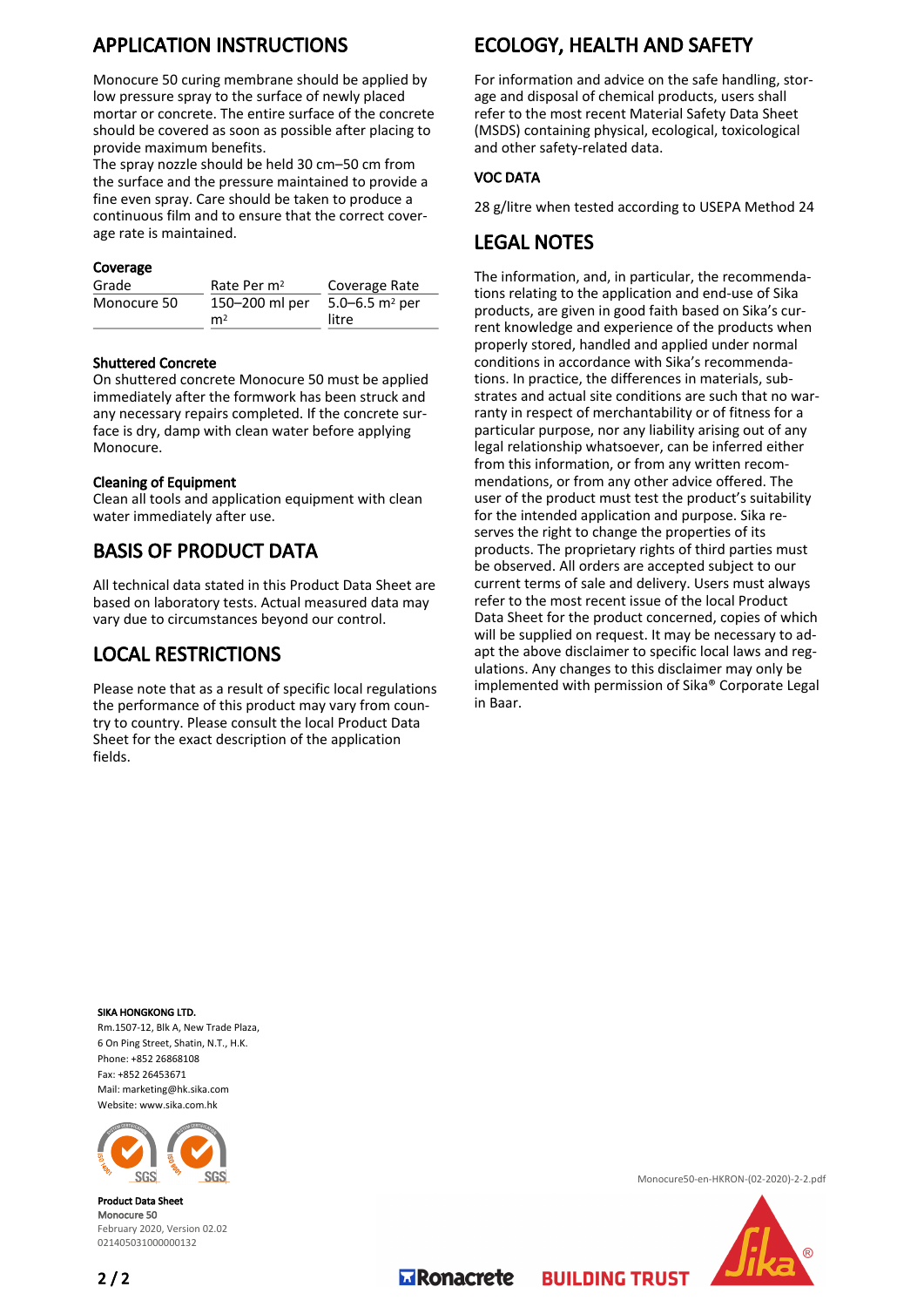## APPLICATION INSTRUCTIONS

Monocure 50 curing membrane should be applied by low pressure spray to the surface of newly placed mortar or concrete. The entire surface of the concrete should be covered as soon as possible after placing to provide maximum benefits.
The spray nozzle should be held 30 cm–50 cm from the surface and the pressure maintained to provide a fine even spray. Care should be taken to produce a continuous film and to ensure that the correct coverage rate is maintained.

### Coverage

| Grade | Rate Per m² | Coverage Rate |
|---|---|---|
| Monocure 50 | 150–200 ml per m² | 5.0–6.5 m² per litre |

### Shuttered Concrete

On shuttered concrete Monocure 50 must be applied immediately after the formwork has been struck and any necessary repairs completed. If the concrete surface is dry, damp with clean water before applying Monocure.

### Cleaning of Equipment

Clean all tools and application equipment with clean water immediately after use.

## BASIS OF PRODUCT DATA

All technical data stated in this Product Data Sheet are based on laboratory tests. Actual measured data may vary due to circumstances beyond our control.

## LOCAL RESTRICTIONS

Please note that as a result of specific local regulations the performance of this product may vary from country to country. Please consult the local Product Data Sheet for the exact description of the application fields.

## ECOLOGY, HEALTH AND SAFETY

For information and advice on the safe handling, storage and disposal of chemical products, users shall refer to the most recent Material Safety Data Sheet (MSDS) containing physical, ecological, toxicological and other safety-related data.

### VOC DATA

28 g/litre when tested according to USEPA Method 24

## LEGAL NOTES

The information, and, in particular, the recommendations relating to the application and end-use of Sika products, are given in good faith based on Sika's current knowledge and experience of the products when properly stored, handled and applied under normal conditions in accordance with Sika's recommendations. In practice, the differences in materials, substrates and actual site conditions are such that no warranty in respect of merchantability or of fitness for a particular purpose, nor any liability arising out of any legal relationship whatsoever, can be inferred either from this information, or from any written recommendations, or from any other advice offered. The user of the product must test the product's suitability for the intended application and purpose. Sika reserves the right to change the properties of its products. The proprietary rights of third parties must be observed. All orders are accepted subject to our current terms of sale and delivery. Users must always refer to the most recent issue of the local Product Data Sheet for the product concerned, copies of which will be supplied on request. It may be necessary to adapt the above disclaimer to specific local laws and regulations. Any changes to this disclaimer may only be implemented with permission of Sika® Corporate Legal in Baar.

**SIKA HONGKONG LTD.**
Rm.1507-12, Blk A, New Trade Plaza,
6 On Ping Street, Shatin, N.T., H.K.
Phone: +852 26868108
Fax: +852 26453671
Mail: marketing@hk.sika.com
Website: www.sika.com.hk

**Product Data Sheet**
Monocure 50
February 2020, Version 02.02
021405031000000132

Monocure50-en-HKRON-(02-2020)-2-2.pdf

Ronacrete BUILDING TRUST